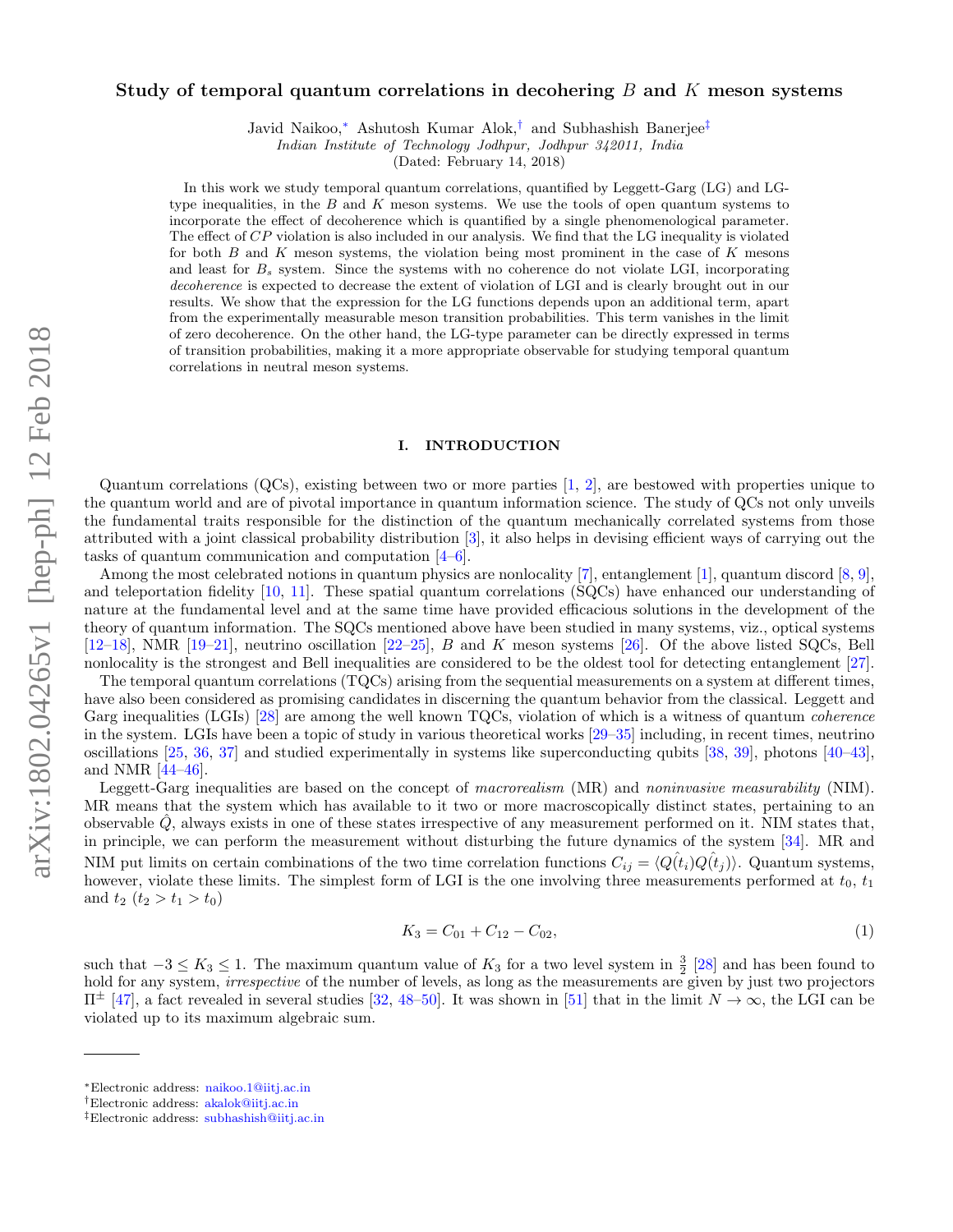# Study of temporal quantum correlations in decohering $B$ and $K$ meson systems

Javid Naikoo,[*] Ashutosh Kumar Alok,[†] and Subhashish Banerjee[‡]

*Indian Institute of Technology Jodhpur, Jodhpur 342011, India*

(Dated: February 14, 2018)

In this work we study temporal quantum correlations, quantified by Leggett-Garg (LG) and LG-type inequalities, in the $B$ and $K$ meson systems. We use the tools of open quantum systems to incorporate the effect of decoherence which is quantified by a single phenomenological parameter. The effect of $CP$ violation is also included in our analysis. We find that the LG inequality is violated for both $B$ and $K$ meson systems, the violation being most prominent in the case of $K$ mesons and least for $B_s$ system. Since the systems with no coherence do not violate LGI, incorporating *decoherence* is expected to decrease the extent of violation of LGI and is clearly brought out in our results. We show that the expression for the LG functions depends upon an additional term, apart from the experimentally measurable meson transition probabilities. This term vanishes in the limit of zero decoherence. On the other hand, the LG-type parameter can be directly expressed in terms of transition probabilities, making it a more appropriate observable for studying temporal quantum correlations in neutral meson systems.

## I. INTRODUCTION

Quantum correlations (QCs), existing between two or more parties [1, 2], are bestowed with properties unique to the quantum world and are of pivotal importance in quantum information science. The study of QCs not only unveils the fundamental traits responsible for the distinction of the quantum mechanically correlated systems from those attributed with a joint classical probability distribution [3], it also helps in devising efficient ways of carrying out the tasks of quantum communication and computation [4–6].

Among the most celebrated notions in quantum physics are nonlocality [7], entanglement [1], quantum discord [8, 9], and teleportation fidelity [10, 11]. These spatial quantum correlations (SQCs) have enhanced our understanding of nature at the fundamental level and at the same time have provided efficacious solutions in the development of the theory of quantum information. The SQCs mentioned above have been studied in many systems, viz., optical systems [12–18], NMR [19–21], neutrino oscillation [22–25], $B$ and $K$ meson systems [26]. Of the above listed SQCs, Bell nonlocality is the strongest and Bell inequalities are considered to be the oldest tool for detecting entanglement [27].

The temporal quantum correlations (TQCs) arising from the sequential measurements on a system at different times, have also been considered as promising candidates in discerning the quantum behavior from the classical. Leggett and Garg inequalities (LGIs) [28] are among the well known TQCs, violation of which is a witness of quantum *coherence* in the system. LGIs have been a topic of study in various theoretical works [29–35] including, in recent times, neutrino oscillations [25, 36, 37] and studied experimentally in systems like superconducting qubits [38, 39], photons [40–43], and NMR [44–46].

Leggett-Garg inequalities are based on the concept of *macrorealism* (MR) and *noninvasive measurability* (NIM). MR means that the system which has available to it two or more macroscopically distinct states, pertaining to an observable $\hat{Q}$, always exists in one of these states irrespective of any measurement performed on it. NIM states that, in principle, we can perform the measurement without disturbing the future dynamics of the system [34]. MR and NIM put limits on certain combinations of the two time correlation functions $C_{ij} = \langle Q(\hat{t}_i) Q(\hat{t}_j) \rangle$. Quantum systems, however, violate these limits. The simplest form of LGI is the one involving three measurements performed at $t_0$, $t_1$ and $t_2$ ($t_2 > t_1 > t_0$)

$$K_3 = C_{01} + C_{12} - C_{02}, \tag{1}$$

such that $-3 \leq K_3 \leq 1$. The maximum quantum value of $K_3$ for a two level system in $\frac{3}{2}$ [28] and has been found to hold for any system, *irrespective* of the number of levels, as long as the measurements are given by just two projectors $\Pi^{\pm}$ [47], a fact revealed in several studies [32, 48–50]. It was shown in [51] that in the limit $N \to \infty$, the LGI can be violated up to its maximum algebraic sum.

---

[*] Electronic address: naikoo.1@iitj.ac.in

[†] Electronic address: akalok@iitj.ac.in

[‡] Electronic address: subhashish@iitj.ac.in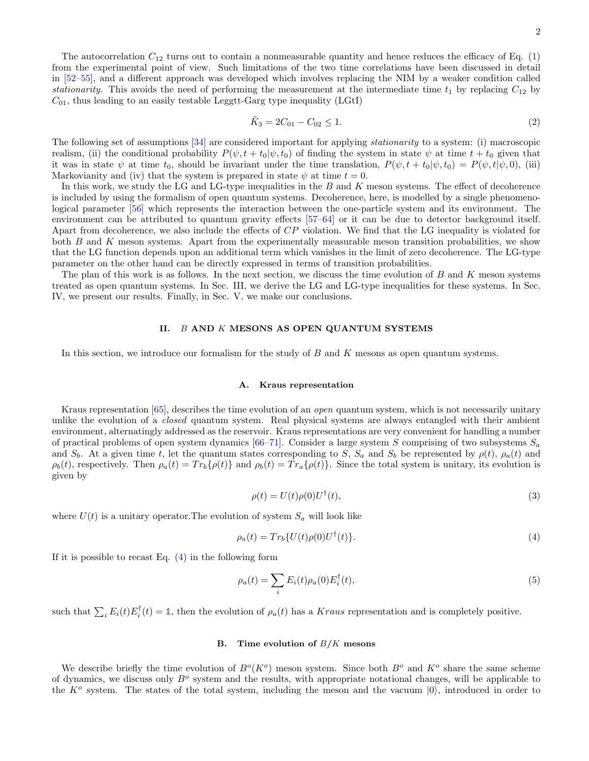The autocorrelation $C_{12}$ turns out to contain a nonmeasurable quantity and hence reduces the efficacy of Eq. (1) from the experimental point of view. Such limitations of the two time correlations have been discussed in detail in [52–55], and a different approach was developed which involves replacing the NIM by a weaker condition called *stationarity*. This avoids the need of performing the measurement at the intermediate time $t_1$ by replacing $C_{12}$ by $C_{01}$, thus leading to an easily testable Leggtt-Garg type inequality (LGtI)

$$\tilde{K}_3 = 2C_{01} - C_{02} \leq 1. \tag{2}$$

The following set of assumptions [34] are considered important for applying *stationarity* to a system: (i) macroscopic realism, (ii) the conditional probability $P(\psi, t + t_0|\psi, t_0)$ of finding the system in state $\psi$ at time $t + t_0$ given that it was in state $\psi$ at time $t_0$, should be invariant under the time translation, $P(\psi, t + t_0|\psi, t_0) = P(\psi, t|\psi, 0)$, (iii) Markovianity and (iv) that the system is prepared in state $\psi$ at time $t = 0$.

In this work, we study the LG and LG-type inequalities in the $B$ and $K$ meson systems. The effect of decoherence is included by using the formalism of open quantum systems. Decoherence, here, is modelled by a single phenomenological parameter [56] which represents the interaction between the one-particle system and its environment. The environment can be attributed to quantum gravity effects [57–64] or it can be due to detector background itself. Apart from decoherence, we also include the effects of $CP$ violation. We find that the LG inequality is violated for both $B$ and $K$ meson systems. Apart from the experimentally measurable meson transition probabilities, we show that the LG function depends upon an additional term which vanishes in the limit of zero decoherence. The LG-type parameter on the other hand can be directly expressed in terms of transition probabilities.

The plan of this work is as follows. In the next section, we discuss the time evolution of $B$ and $K$ meson systems treated as open quantum systems. In Sec. III, we derive the LG and LG-type inequalities for these systems. In Sec. IV, we present our results. Finally, in Sec. V, we make our conclusions.

## II. $B$ AND $K$ MESONS AS OPEN QUANTUM SYSTEMS

In this section, we introduce our formalism for the study of $B$ and $K$ mesons as open quantum systems.

### A. Kraus representation

Kraus representation [65], describes the time evolution of an *open* quantum system, which is not necessarily unitary unlike the evolution of a *closed* quantum system. Real physical systems are always entangled with their ambient environment, alternatingly addressed as the reservoir. Kraus representations are very convenient for handling a number of practical problems of open system dynamics [66–71]. Consider a large system $S$ comprising of two subsystems $S_a$ and $S_b$. At a given time $t$, let the quantum states corresponding to $S$, $S_a$ and $S_b$ be represented by $\rho(t)$, $\rho_a(t)$ and $\rho_b(t)$, respectively. Then $\rho_a(t) = Tr_b\{\rho(t)\}$ and $\rho_b(t) = Tr_a\{\rho(t)\}$. Since the total system is unitary, its evolution is given by

$$\rho(t) = U(t)\rho(0)U^\dagger(t), \tag{3}$$

where $U(t)$ is a unitary operator.The evolution of system $S_a$ will look like

$$\rho_a(t) = Tr_b\{U(t)\rho(0)U^\dagger(t)\}. \tag{4}$$

If it is possible to recast Eq. (4) in the following form

$$\rho_a(t) = \sum_i E_i(t)\rho_a(0)E_i^\dagger(t), \tag{5}$$

such that $\sum_i E_i(t)E_i^\dagger(t) = \mathbb{1}$, then the evolution of $\rho_a(t)$ has a $Kraus$ representation and is completely positive.

### B. Time evolution of $B/K$ mesons

We describe briefly the time evolution of $B^o(K^o)$ meson system. Since both $B^o$ and $K^o$ share the same scheme of dynamics, we discuss only $B^o$ system and the results, with appropriate notational changes, will be applicable to the $K^o$ system. The states of the total system, including the meson and the vacuum $|0\rangle$, introduced in order to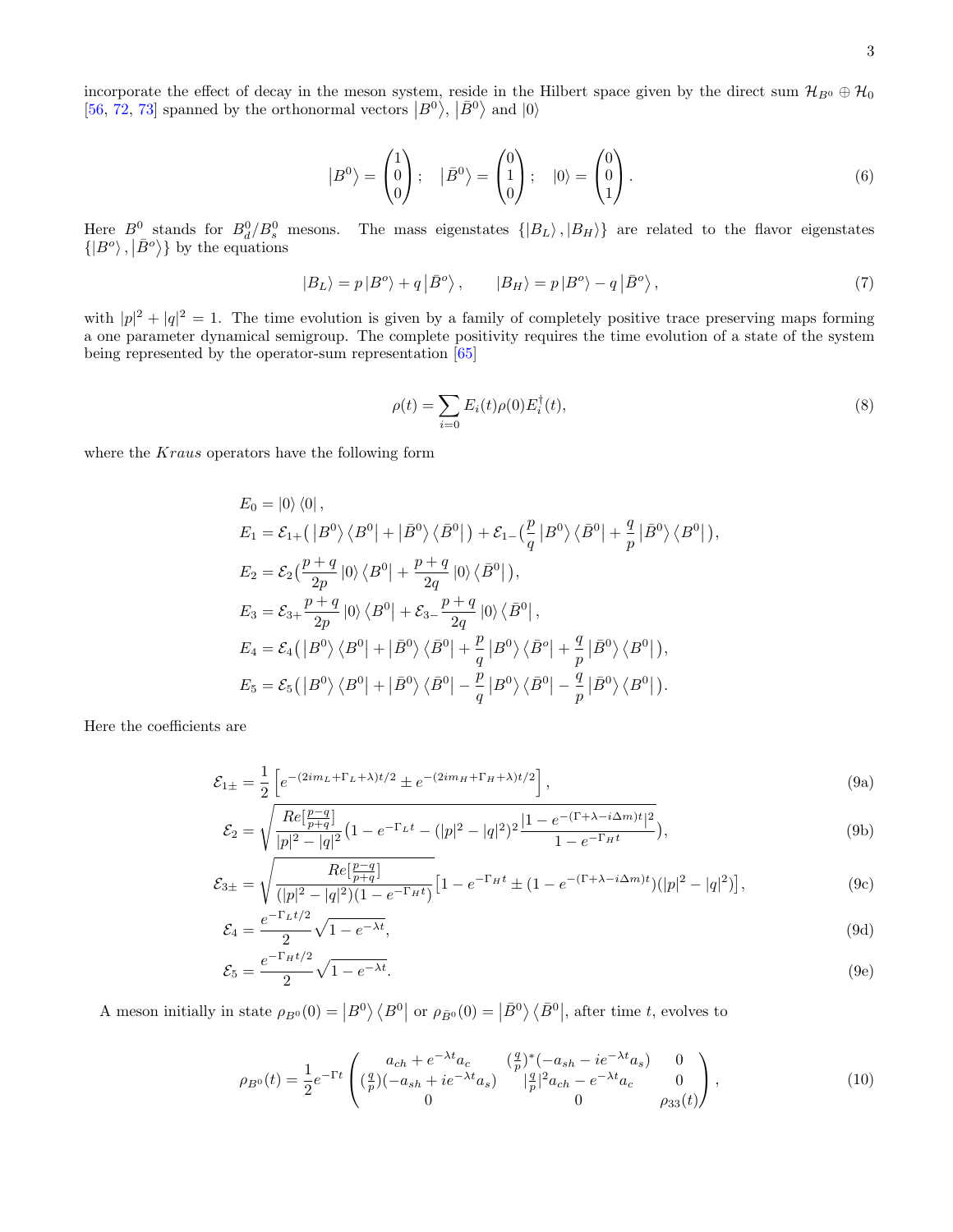incorporate the effect of decay in the meson system, reside in the Hilbert space given by the direct sum $\mathcal{H}_{B^0} \oplus \mathcal{H}_0$ [56, 72, 73] spanned by the orthonormal vectors $|B^0\rangle$, $|\bar{B}^0\rangle$ and $|0\rangle$

$$|B^0\rangle = \begin{pmatrix} 1 \\ 0 \\ 0 \end{pmatrix}; \quad |\bar{B}^0\rangle = \begin{pmatrix} 0 \\ 1 \\ 0 \end{pmatrix}; \quad |0\rangle = \begin{pmatrix} 0 \\ 0 \\ 1 \end{pmatrix}. \tag{6}$$

Here $B^0$ stands for $B_d^0/B_s^0$ mesons. The mass eigenstates $\{|B_L\rangle, |B_H\rangle\}$ are related to the flavor eigenstates $\{|B^o\rangle, |\bar{B}^o\rangle\}$ by the equations

$$|B_L\rangle = p\,|B^o\rangle + q\,|\bar{B}^o\rangle, \qquad |B_H\rangle = p\,|B^o\rangle - q\,|\bar{B}^o\rangle, \tag{7}$$

with $|p|^2 + |q|^2 = 1$. The time evolution is given by a family of completely positive trace preserving maps forming a one parameter dynamical semigroup. The complete positivity requires the time evolution of a state of the system being represented by the operator-sum representation [65]

$$\rho(t) = \sum_{i=0} E_i(t)\rho(0)E_i^\dagger(t), \tag{8}$$

where the *Kraus* operators have the following form

$$\begin{aligned}
E_0 &= |0\rangle\langle 0|, \\
E_1 &= \mathcal{E}_{1+}\big(|B^0\rangle\langle B^0| + |\bar{B}^0\rangle\langle\bar{B}^0|\big) + \mathcal{E}_{1-}\big(\frac{p}{q}|B^0\rangle\langle\bar{B}^0| + \frac{q}{p}|\bar{B}^0\rangle\langle B^0|\big), \\
E_2 &= \mathcal{E}_2\big(\frac{p+q}{2p}|0\rangle\langle B^0| + \frac{p+q}{2q}|0\rangle\langle\bar{B}^0|\big), \\
E_3 &= \mathcal{E}_{3+}\frac{p+q}{2p}|0\rangle\langle B^0| + \mathcal{E}_{3-}\frac{p+q}{2q}|0\rangle\langle\bar{B}^0|, \\
E_4 &= \mathcal{E}_4\big(|B^0\rangle\langle B^0| + |\bar{B}^0\rangle\langle\bar{B}^0| + \frac{p}{q}|B^0\rangle\langle\bar{B}^o| + \frac{q}{p}|\bar{B}^0\rangle\langle B^0|\big), \\
E_5 &= \mathcal{E}_5\big(|B^0\rangle\langle B^0| + |\bar{B}^0\rangle\langle\bar{B}^0| - \frac{p}{q}|B^0\rangle\langle\bar{B}^0| - \frac{q}{p}|\bar{B}^0\rangle\langle B^0|\big).
\end{aligned}$$

Here the coefficients are

$$\mathcal{E}_{1\pm} = \frac{1}{2}\left[e^{-(2im_L+\Gamma_L+\lambda)t/2} \pm e^{-(2im_H+\Gamma_H+\lambda)t/2}\right], \tag{9a}$$

$$\mathcal{E}_2 = \sqrt{\frac{Re[\frac{p-q}{p+q}]}{|p|^2-|q|^2}\big(1-e^{-\Gamma_L t} - (|p|^2-|q|^2)^2\frac{|1-e^{-(\Gamma+\lambda-i\Delta m)t}|^2}{1-e^{-\Gamma_H t}}\big)}, \tag{9b}$$

$$\mathcal{E}_{3\pm} = \sqrt{\frac{Re[\frac{p-q}{p+q}]}{(|p|^2-|q|^2)(1-e^{-\Gamma_H t})}}\big[1-e^{-\Gamma_H t} \pm (1-e^{-(\Gamma+\lambda-i\Delta m)t})(|p|^2-|q|^2)\big], \tag{9c}$$

$$\mathcal{E}_4 = \frac{e^{-\Gamma_L t/2}}{2}\sqrt{1-e^{-\lambda t}}, \tag{9d}$$

$$\mathcal{E}_5 = \frac{e^{-\Gamma_H t/2}}{2}\sqrt{1-e^{-\lambda t}}. \tag{9e}$$

A meson initially in state $\rho_{B^0}(0) = |B^0\rangle\langle B^0|$ or $\rho_{\bar{B}^0}(0) = |\bar{B}^0\rangle\langle\bar{B}^0|$, after time $t$, evolves to

$$\rho_{B^0}(t) = \frac{1}{2}e^{-\Gamma t}\begin{pmatrix} a_{ch} + e^{-\lambda t}a_c & (\frac{q}{p})^*(-a_{sh} - ie^{-\lambda t}a_s) & 0 \\ (\frac{q}{p})(-a_{sh} + ie^{-\lambda t}a_s) & |\frac{q}{p}|^2 a_{ch} - e^{-\lambda t}a_c & 0 \\ 0 & 0 & \rho_{33}(t) \end{pmatrix}, \tag{10}$$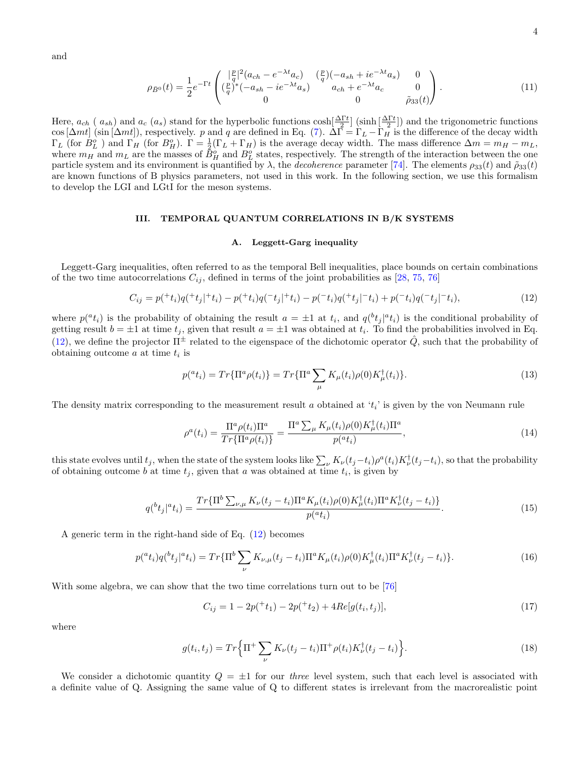and

$$\rho_{\bar{B}^0}(t) = \frac{1}{2}e^{-\Gamma t}\begin{pmatrix} |\frac{p}{q}|^2(a_{ch} - e^{-\lambda t}a_c) & (\frac{p}{q})(-a_{sh} + ie^{-\lambda t}a_s) & 0 \\ (\frac{p}{q})^*(-a_{sh} - ie^{-\lambda t}a_s) & a_{ch} + e^{-\lambda t}a_c & 0 \\ 0 & 0 & \tilde{\rho}_{33}(t) \end{pmatrix}. \tag{11}$$

Here, $a_{ch}$ ( $a_{sh}$) and $a_c$ ($a_s$) stand for the hyperbolic functions $\cosh[\frac{\Delta\Gamma t}{2}]$ ($\sinh[\frac{\Delta\Gamma t}{2}]$) and the trigonometric functions $\cos[\Delta m t]$ ($\sin[\Delta m t]$), respectively. $p$ and $q$ are defined in Eq. (7). $\Delta\Gamma = \Gamma_L - \Gamma_H$ is the difference of the decay width $\Gamma_L$ (for $B_L^o$ ) and $\Gamma_H$ (for $B_H^o$). $\Gamma = \frac{1}{2}(\Gamma_L + \Gamma_H)$ is the average decay width. The mass difference $\Delta m = m_H - m_L$, where $m_H$ and $m_L$ are the masses of $B_H^o$ and $B_L^o$ states, respectively. The strength of the interaction between the one particle system and its environment is quantified by $\lambda$, the *decoherence* parameter [74]. The elements $\rho_{33}(t)$ and $\tilde{\rho}_{33}(t)$ are known functions of B physics parameters, not used in this work. In the following section, we use this formalism to develop the LGI and LGtI for the meson systems.

## III. TEMPORAL QUANTUM CORRELATIONS IN B/K SYSTEMS

### A. Leggett-Garg inequality

Leggett-Garg inequalities, often referred to as the temporal Bell inequalities, place bounds on certain combinations of the two time autocorrelations $C_{ij}$, defined in terms of the joint probabilities as [28, 75, 76]

$$C_{ij} = p(^+t_i)q(^+t_j|^+t_i) - p(^+t_i)q(^-t_j|^+t_i) - p(^-t_i)q(^+t_j|^-t_i) + p(^-t_i)q(^-t_j|^-t_i), \tag{12}$$

where $p(^at_i)$ is the probability of obtaining the result $a = \pm1$ at $t_i$, and $q(^bt_j|^at_i)$ is the conditional probability of getting result $b = \pm1$ at time $t_j$, given that result $a = \pm1$ was obtained at $t_i$. To find the probabilities involved in Eq. (12), we define the projector $\Pi^{\pm}$ related to the eigenspace of the dichotomic operator $\hat{Q}$, such that the probability of obtaining outcome $a$ at time $t_i$ is

$$p(^at_i) = Tr\{\Pi^a\rho(t_i)\} = Tr\{\Pi^a \sum_\mu K_\mu(t_i)\rho(0)K_\mu^\dagger(t_i)\}. \tag{13}$$

The density matrix corresponding to the measurement result $a$ obtained at '$t_i$' is given by the von Neumann rule

$$\rho^a(t_i) = \frac{\Pi^a\rho(t_i)\Pi^a}{Tr\{\Pi^a\rho(t_i)\}} = \frac{\Pi^a\sum_\mu K_\mu(t_i)\rho(0)K_\mu^\dagger(t_i)\Pi^a}{p(^at_i)}, \tag{14}$$

this state evolves until $t_j$, when the state of the system looks like $\sum_\nu K_\nu(t_j - t_i)\rho^a(t_i)K_\nu^\dagger(t_j - t_i)$, so that the probability of obtaining outcome $b$ at time $t_j$, given that $a$ was obtained at time $t_i$, is given by

$$q(^bt_j|^at_i) = \frac{Tr\{\Pi^b\sum_{\nu,\mu}K_\nu(t_j - t_i)\Pi^aK_\mu(t_i)\rho(0)K_\mu^\dagger(t_i)\Pi^aK_\nu^\dagger(t_j - t_i)\}}{p(^at_i)}. \tag{15}$$

A generic term in the right-hand side of Eq. (12) becomes

$$p(^at_i)q(^bt_j|^at_i) = Tr\{\Pi^b\sum_\nu K_{\nu,\mu}(t_j - t_i)\Pi^aK_\mu(t_i)\rho(0)K_\mu^\dagger(t_i)\Pi^aK_\nu^\dagger(t_j - t_i)\}. \tag{16}$$

With some algebra, we can show that the two time correlations turn out to be [76]

$$C_{ij} = 1 - 2p(^+t_1) - 2p(^+t_2) + 4Re[g(t_i, t_j)], \tag{17}$$

where

$$g(t_i, t_j) = Tr\Big\{\Pi^+\sum_\nu K_\nu(t_j - t_i)\Pi^+\rho(t_i)K_\nu^\dagger(t_j - t_i)\Big\}. \tag{18}$$

We consider a dichotomic quantity $Q = \pm1$ for our *three* level system, such that each level is associated with a definite value of Q. Assigning the same value of Q to different states is irrelevant from the macrorealistic point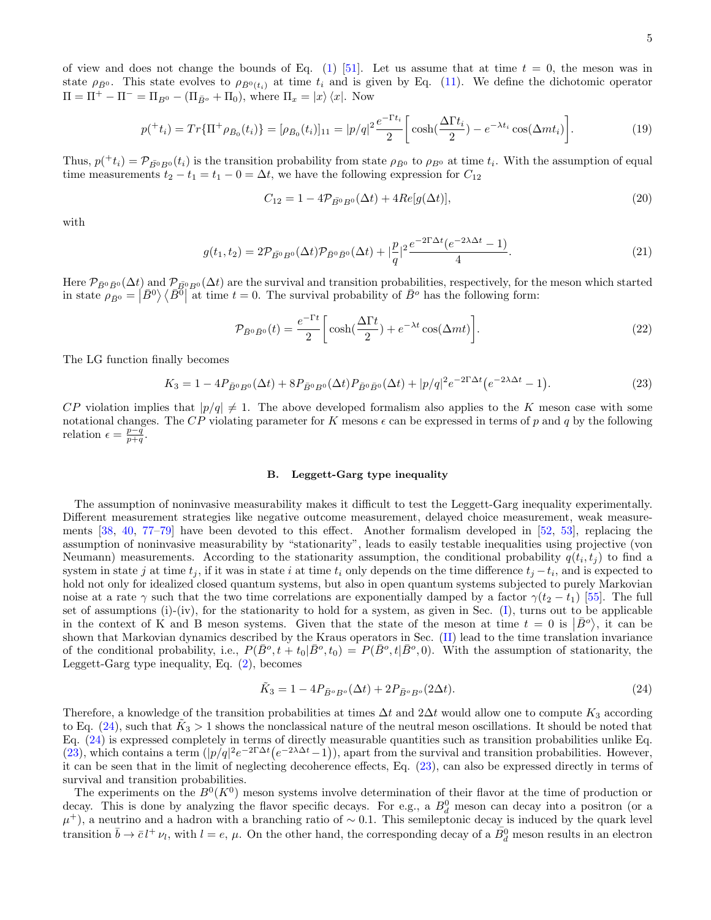of view and does not change the bounds of Eq. (1) [51]. Let us assume that at time $t = 0$, the meson was in state $\rho_{\bar{B}^0}$. This state evolves to $\rho_{\bar{B}^0(t_i)}$ at time $t_i$ and is given by Eq. (11). We define the dichotomic operator $\Pi = \Pi^+ - \Pi^- = \Pi_{B^0} - (\Pi_{\bar{B}^o} + \Pi_0)$, where $\Pi_x = |x\rangle\langle x|$. Now

$$p(^+t_i) = Tr\{\Pi^+ \rho_{\bar{B}_0}(t_i)\} = [\rho_{\bar{B}_0}(t_i)]_{11} = |p/q|^2 \frac{e^{-\Gamma t_i}}{2}\bigg[\cosh(\frac{\Delta\Gamma t_i}{2}) - e^{-\lambda t_i}\cos(\Delta m t_i)\bigg]. \tag{19}$$

Thus, $p(^+t_i) = \mathcal{P}_{\bar{B}^0 B^0}(t_i)$ is the transition probability from state $\rho_{\bar{B}^0}$ to $\rho_{B^0}$ at time $t_i$. With the assumption of equal time measurements $t_2 - t_1 = t_1 - 0 = \Delta t$, we have the following expression for $C_{12}$

$$C_{12} = 1 - 4\mathcal{P}_{\bar{B}^0 B^0}(\Delta t) + 4Re[g(\Delta t)], \tag{20}$$

with

$$g(t_1, t_2) = 2\mathcal{P}_{\bar{B}^0 B^0}(\Delta t)\mathcal{P}_{\bar{B}^0 \bar{B}^0}(\Delta t) + |\frac{p}{q}|^2 \frac{e^{-2\Gamma\Delta t}(e^{-2\lambda\Delta t} - 1)}{4}. \tag{21}$$

Here $\mathcal{P}_{\bar{B}^0 \bar{B}^0}(\Delta t)$ and $\mathcal{P}_{\bar{B}^0 B^0}(\Delta t)$ are the survival and transition probabilities, respectively, for the meson which started in state $\rho_{\bar{B}^0} = |\bar{B}^0\rangle\langle\bar{B}^0|$ at time $t = 0$. The survival probability of $\bar{B}^o$ has the following form:

$$\mathcal{P}_{\bar{B}^0 \bar{B}^0}(t) = \frac{e^{-\Gamma t}}{2}\bigg[\cosh(\frac{\Delta\Gamma t}{2}) + e^{-\lambda t}\cos(\Delta m t)\bigg]. \tag{22}$$

The LG function finally becomes

$$K_3 = 1 - 4P_{\bar{B}^0 B^0}(\Delta t) + 8P_{\bar{B}^0 B^0}(\Delta t)P_{\bar{B}^0 \bar{B}^0}(\Delta t) + |p/q|^2 e^{-2\Gamma\Delta t}\big(e^{-2\lambda\Delta t} - 1\big). \tag{23}$$

$CP$ violation implies that $|p/q| \neq 1$. The above developed formalism also applies to the $K$ meson case with some notational changes. The $CP$ violating parameter for $K$ mesons $\epsilon$ can be expressed in terms of $p$ and $q$ by the following relation $\epsilon = \frac{p-q}{p+q}$.

### B. Leggett-Garg type inequality

The assumption of noninvasive measurability makes it difficult to test the Leggett-Garg inequality experimentally. Different measurement strategies like negative outcome measurement, delayed choice measurement, weak measurements [38, 40, 77–79] have been devoted to this effect. Another formalism developed in [52, 53], replacing the assumption of noninvasive measurability by "stationarity", leads to easily testable inequalities using projective (von Neumann) measurements. According to the stationarity assumption, the conditional probability $q(t_i, t_j)$ to find a system in state $j$ at time $t_j$, if it was in state $i$ at time $t_i$ only depends on the time difference $t_j - t_i$, and is expected to hold not only for idealized closed quantum systems, but also in open quantum systems subjected to purely Markovian noise at a rate $\gamma$ such that the two time correlations are exponentially damped by a factor $\gamma(t_2 - t_1)$ [55]. The full set of assumptions (i)-(iv), for the stationarity to hold for a system, as given in Sec. (I), turns out to be applicable in the context of K and B meson systems. Given that the state of the meson at time $t = 0$ is $|\bar{B}^o\rangle$, it can be shown that Markovian dynamics described by the Kraus operators in Sec. (II) lead to the time translation invariance of the conditional probability, i.e., $P(\bar{B}^o, t + t_0|\bar{B}^o, t_0) = P(\bar{B}^o, t|\bar{B}^o, 0)$. With the assumption of stationarity, the Leggett-Garg type inequality, Eq. (2), becomes

$$\tilde{K}_3 = 1 - 4P_{\bar{B}^o B^o}(\Delta t) + 2P_{\bar{B}^o B^o}(2\Delta t). \tag{24}$$

Therefore, a knowledge of the transition probabilities at times $\Delta t$ and $2\Delta t$ would allow one to compute $K_3$ according to Eq. (24), such that $\tilde{K}_3 > 1$ shows the nonclassical nature of the neutral meson oscillations. It should be noted that Eq. (24) is expressed completely in terms of directly measurable quantities such as transition probabilities unlike Eq. (23), which contains a term $(|p/q|^2 e^{-2\Gamma\Delta t}\big(e^{-2\lambda\Delta t} - 1\big))$, apart from the survival and transition probabilities. However, it can be seen that in the limit of neglecting decoherence effects, Eq. (23), can also be expressed directly in terms of survival and transition probabilities.

The experiments on the $B^0(K^0)$ meson systems involve determination of their flavor at the time of production or decay. This is done by analyzing the flavor specific decays. For e.g., a $B_d^0$ meson can decay into a positron (or a $\mu^+$), a neutrino and a hadron with a branching ratio of $\sim 0.1$. This semileptonic decay is induced by the quark level transition $\bar{b} \to \bar{c}\, l^+ \nu_l$, with $l = e, \mu$. On the other hand, the corresponding decay of a $\bar{B}_d^0$ meson results in an electron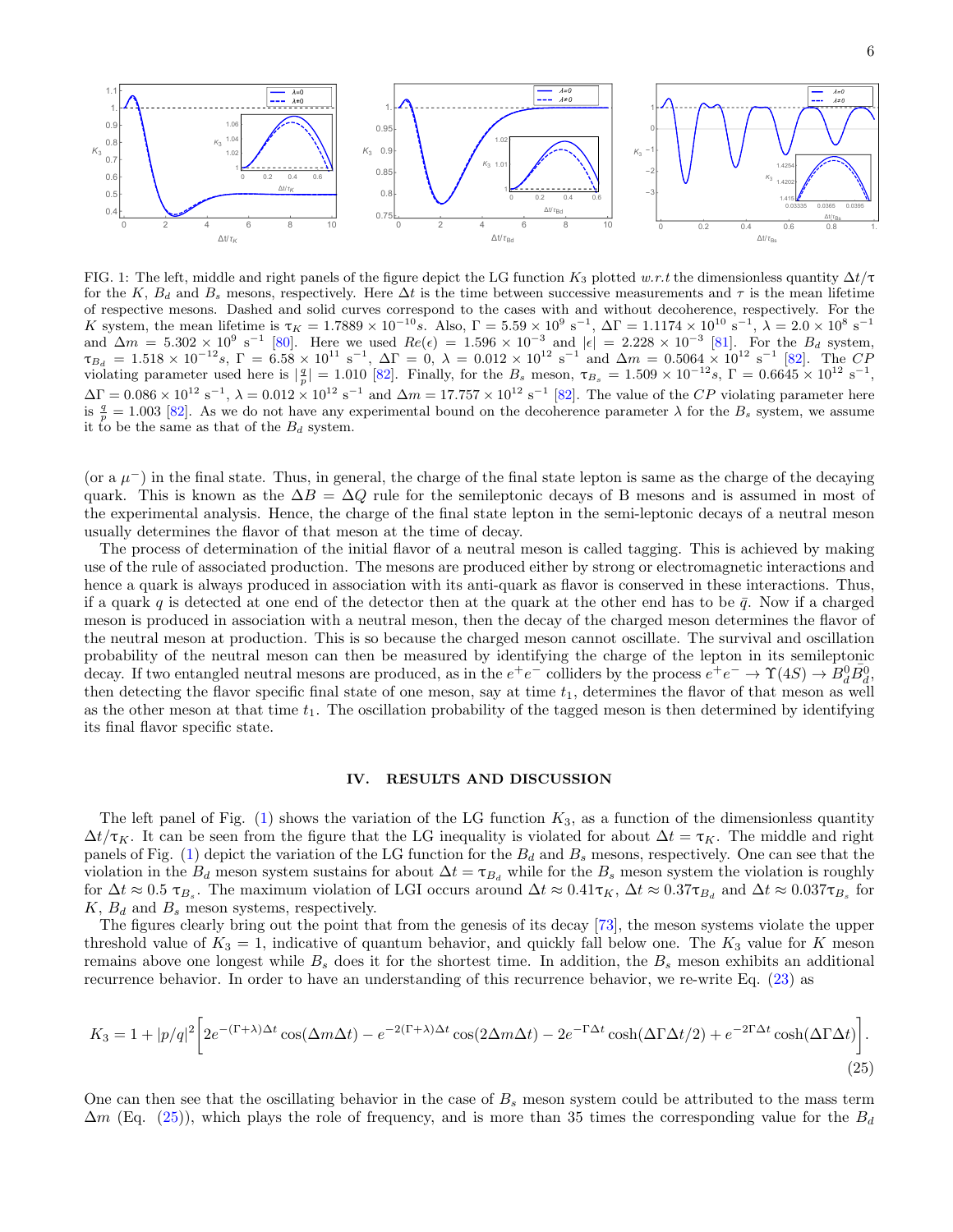FIG. 1: The left, middle and right panels of the figure depict the LG function $K_3$ plotted *w.r.t* the dimensionless quantity $\Delta t/\tau$ for the $K$, $B_d$ and $B_s$ mesons, respectively. Here $\Delta t$ is the time between successive measurements and $\tau$ is the mean lifetime of respective mesons. Dashed and solid curves correspond to the cases with and without decoherence, respectively. For the $K$ system, the mean lifetime is $\tau_K = 1.7889 \times 10^{-10} s$. Also, $\Gamma = 5.59 \times 10^9$ s$^{-1}$, $\Delta\Gamma = 1.1174 \times 10^{10}$ s$^{-1}$, $\lambda = 2.0 \times 10^8$ s$^{-1}$ and $\Delta m = 5.302 \times 10^9$ s$^{-1}$ [80]. Here we used $Re(\epsilon) = 1.596 \times 10^{-3}$ and $|\epsilon| = 2.228 \times 10^{-3}$ [81]. For the $B_d$ system, $\tau_{B_d} = 1.518 \times 10^{-12} s$, $\Gamma = 6.58 \times 10^{11}$ s$^{-1}$, $\Delta\Gamma = 0$, $\lambda = 0.012 \times 10^{12}$ s$^{-1}$ and $\Delta m = 0.5064 \times 10^{12}$ s$^{-1}$ [82]. The $CP$ violating parameter used here is $|\frac{q}{p}| = 1.010$ [82]. Finally, for the $B_s$ meson, $\tau_{B_s} = 1.509 \times 10^{-12} s$, $\Gamma = 0.6645 \times 10^{12}$ s$^{-1}$, $\Delta\Gamma = 0.086 \times 10^{12}$ s$^{-1}$, $\lambda = 0.012 \times 10^{12}$ s$^{-1}$ and $\Delta m = 17.757 \times 10^{12}$ s$^{-1}$ [82]. The value of the $CP$ violating parameter here is $\frac{q}{p} = 1.003$ [82]. As we do not have any experimental bound on the decoherence parameter $\lambda$ for the $B_s$ system, we assume it to be the same as that of the $B_d$ system.

(or a $\mu^-$) in the final state. Thus, in general, the charge of the final state lepton is same as the charge of the decaying quark. This is known as the $\Delta B = \Delta Q$ rule for the semileptonic decays of B mesons and is assumed in most of the experimental analysis. Hence, the charge of the final state lepton in the semi-leptonic decays of a neutral meson usually determines the flavor of that meson at the time of decay.

The process of determination of the initial flavor of a neutral meson is called tagging. This is achieved by making use of the rule of associated production. The mesons are produced either by strong or electromagnetic interactions and hence a quark is always produced in association with its anti-quark as flavor is conserved in these interactions. Thus, if a quark $q$ is detected at one end of the detector then at the quark at the other end has to be $\bar{q}$. Now if a charged meson is produced in association with a neutral meson, then the decay of the charged meson determines the flavor of the neutral meson at production. This is so because the charged meson cannot oscillate. The survival and oscillation probability of the neutral meson can then be measured by identifying the charge of the lepton in its semileptonic decay. If two entangled neutral mesons are produced, as in the $e^+e^-$ colliders by the process $e^+e^- \to \Upsilon(4S) \to B_d^0 \bar{B}_d^0$, then detecting the flavor specific final state of one meson, say at time $t_1$, determines the flavor of that meson as well as the other meson at that time $t_1$. The oscillation probability of the tagged meson is then determined by identifying its final flavor specific state.

## IV. RESULTS AND DISCUSSION

The left panel of Fig. (1) shows the variation of the LG function $K_3$, as a function of the dimensionless quantity $\Delta t/\tau_K$. It can be seen from the figure that the LG inequality is violated for about $\Delta t = \tau_K$. The middle and right panels of Fig. (1) depict the variation of the LG function for the $B_d$ and $B_s$ mesons, respectively. One can see that the violation in the $B_d$ meson system sustains for about $\Delta t = \tau_{B_d}$ while for the $B_s$ meson system the violation is roughly for $\Delta t \approx 0.5\ \tau_{B_s}$. The maximum violation of LGI occurs around $\Delta t \approx 0.41\tau_K$, $\Delta t \approx 0.37\tau_{B_d}$ and $\Delta t \approx 0.037\tau_{B_s}$ for $K$, $B_d$ and $B_s$ meson systems, respectively.

The figures clearly bring out the point that from the genesis of its decay [73], the meson systems violate the upper threshold value of $K_3 = 1$, indicative of quantum behavior, and quickly fall below one. The $K_3$ value for $K$ meson remains above one longest while $B_s$ does it for the shortest time. In addition, the $B_s$ meson exhibits an additional recurrence behavior. In order to have an understanding of this recurrence behavior, we re-write Eq. (23) as

$$K_3 = 1 + |p/q|^2 \bigg[ 2e^{-(\Gamma+\lambda)\Delta t}\cos(\Delta m \Delta t) - e^{-2(\Gamma+\lambda)\Delta t}\cos(2\Delta m \Delta t) - 2e^{-\Gamma\Delta t}\cosh(\Delta\Gamma\Delta t/2) + e^{-2\Gamma\Delta t}\cosh(\Delta\Gamma\Delta t) \bigg]. \tag{25}$$

One can then see that the oscillating behavior in the case of $B_s$ meson system could be attributed to the mass term $\Delta m$ (Eq. (25)), which plays the role of frequency, and is more than 35 times the corresponding value for the $B_d$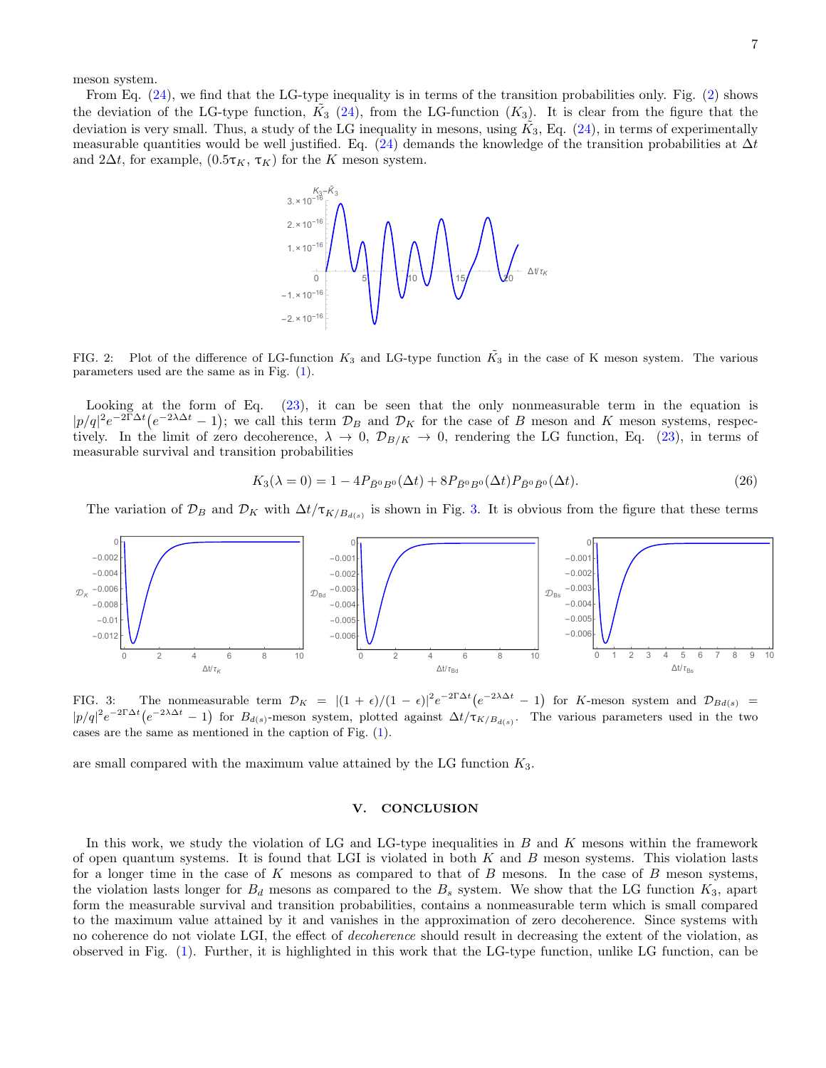meson system.

From Eq. (24), we find that the LG-type inequality is in terms of the transition probabilities only. Fig. (2) shows the deviation of the LG-type function, $\tilde{K}_3$ (24), from the LG-function ($K_3$). It is clear from the figure that the deviation is very small. Thus, a study of the LG inequality in mesons, using $\tilde{K}_3$, Eq. (24), in terms of experimentally measurable quantities would be well justified. Eq. (24) demands the knowledge of the transition probabilities at $\Delta t$ and $2\Delta t$, for example, $(0.5\tau_K, \tau_K)$ for the $K$ meson system.

FIG. 2: Plot of the difference of LG-function $K_3$ and LG-type function $\tilde{K}_3$ in the case of K meson system. The various parameters used are the same as in Fig. (1).

Looking at the form of Eq. (23), it can be seen that the only nonmeasurable term in the equation is $|p/q|^2 e^{-2\Gamma\Delta t}\big(e^{-2\lambda\Delta t} - 1\big)$; we call this term $\mathcal{D}_B$ and $\mathcal{D}_K$ for the case of $B$ meson and $K$ meson systems, respectively. In the limit of zero decoherence, $\lambda \to 0$, $\mathcal{D}_{B/K} \to 0$, rendering the LG function, Eq. (23), in terms of measurable survival and transition probabilities

$$K_3(\lambda = 0) = 1 - 4P_{\bar{B}^0 B^0}(\Delta t) + 8P_{\bar{B}^0 B^0}(\Delta t)P_{\bar{B}^0 \bar{B}^0}(\Delta t). \tag{26}$$

The variation of $\mathcal{D}_B$ and $\mathcal{D}_K$ with $\Delta t/\tau_{K/B_{d(s)}}$ is shown in Fig. 3. It is obvious from the figure that these terms are small compared with the maximum value attained by the LG function $K_3$.

FIG. 3: The nonmeasurable term $\mathcal{D}_K = |(1+\epsilon)/(1-\epsilon)|^2 e^{-2\Gamma\Delta t}\big(e^{-2\lambda\Delta t} - 1\big)$ for $K$-meson system and $\mathcal{D}_{Bd(s)} = |p/q|^2 e^{-2\Gamma\Delta t}\big(e^{-2\lambda\Delta t} - 1\big)$ for $B_{d(s)}$-meson system, plotted against $\Delta t/\tau_{K/B_{d(s)}}$. The various parameters used in the two cases are the same as mentioned in the caption of Fig. (1).

## V. CONCLUSION

In this work, we study the violation of LG and LG-type inequalities in $B$ and $K$ mesons within the framework of open quantum systems. It is found that LGI is violated in both $K$ and $B$ meson systems. This violation lasts for a longer time in the case of $K$ mesons as compared to that of $B$ mesons. In the case of $B$ meson systems, the violation lasts longer for $B_d$ mesons as compared to the $B_s$ system. We show that the LG function $K_3$, apart form the measurable survival and transition probabilities, contains a nonmeasurable term which is small compared to the maximum value attained by it and vanishes in the approximation of zero decoherence. Since systems with no coherence do not violate LGI, the effect of *decoherence* should result in decreasing the extent of the violation, as observed in Fig. (1). Further, it is highlighted in this work that the LG-type function, unlike LG function, can be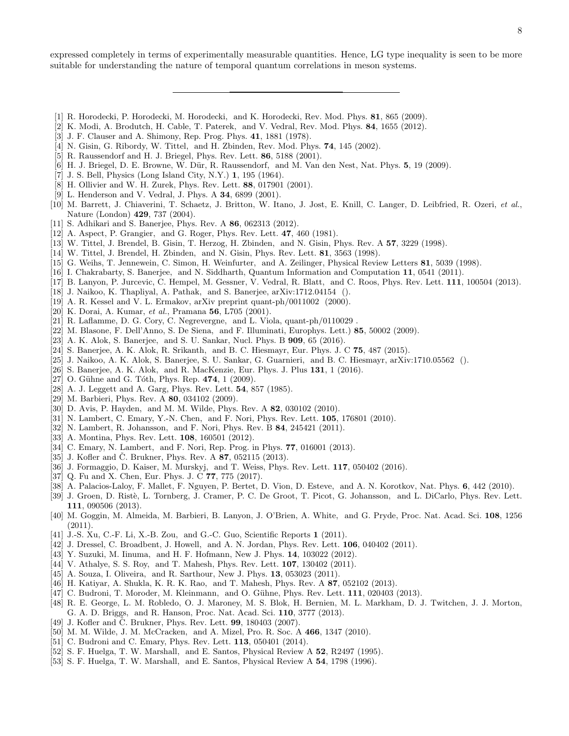expressed completely in terms of experimentally measurable quantities. Hence, LG type inequality is seen to be more suitable for understanding the nature of temporal quantum correlations in meson systems.

---

[1] R. Horodecki, P. Horodecki, M. Horodecki, and K. Horodecki, Rev. Mod. Phys. **81**, 865 (2009).
[2] K. Modi, A. Brodutch, H. Cable, T. Paterek, and V. Vedral, Rev. Mod. Phys. **84**, 1655 (2012).
[3] J. F. Clauser and A. Shimony, Rep. Prog. Phys. **41**, 1881 (1978).
[4] N. Gisin, G. Ribordy, W. Tittel, and H. Zbinden, Rev. Mod. Phys. **74**, 145 (2002).
[5] R. Raussendorf and H. J. Briegel, Phys. Rev. Lett. **86**, 5188 (2001).
[6] H. J. Briegel, D. E. Browne, W. Dür, R. Raussendorf, and M. Van den Nest, Nat. Phys. **5**, 19 (2009).
[7] J. S. Bell, Physics (Long Island City, N.Y.) **1**, 195 (1964).
[8] H. Ollivier and W. H. Zurek, Phys. Rev. Lett. **88**, 017901 (2001).
[9] L. Henderson and V. Vedral, J. Phys. A **34**, 6899 (2001).
[10] M. Barrett, J. Chiaverini, T. Schaetz, J. Britton, W. Itano, J. Jost, E. Knill, C. Langer, D. Leibfried, R. Ozeri, *et al.*, Nature (London) **429**, 737 (2004).
[11] S. Adhikari and S. Banerjee, Phys. Rev. A **86**, 062313 (2012).
[12] A. Aspect, P. Grangier, and G. Roger, Phys. Rev. Lett. **47**, 460 (1981).
[13] W. Tittel, J. Brendel, B. Gisin, T. Herzog, H. Zbinden, and N. Gisin, Phys. Rev. A **57**, 3229 (1998).
[14] W. Tittel, J. Brendel, H. Zbinden, and N. Gisin, Phys. Rev. Lett. **81**, 3563 (1998).
[15] G. Weihs, T. Jennewein, C. Simon, H. Weinfurter, and A. Zeilinger, Physical Review Letters **81**, 5039 (1998).
[16] I. Chakrabarty, S. Banerjee, and N. Siddharth, Quantum Information and Computation **11**, 0541 (2011).
[17] B. Lanyon, P. Jurcevic, C. Hempel, M. Gessner, V. Vedral, R. Blatt, and C. Roos, Phys. Rev. Lett. **111**, 100504 (2013).
[18] J. Naikoo, K. Thapliyal, A. Pathak, and S. Banerjee, arXiv:1712.04154 ().
[19] A. R. Kessel and V. L. Ermakov, arXiv preprint quant-ph/0011002 (2000).
[20] K. Dorai, A. Kumar, *et al.*, Pramana **56**, L705 (2001).
[21] R. Laflamme, D. G. Cory, C. Negrevergne, and L. Viola, quant-ph/0110029 .
[22] M. Blasone, F. Dell'Anno, S. De Siena, and F. Illuminati, Europhys. Lett.) **85**, 50002 (2009).
[23] A. K. Alok, S. Banerjee, and S. U. Sankar, Nucl. Phys. B **909**, 65 (2016).
[24] S. Banerjee, A. K. Alok, R. Srikanth, and B. C. Hiesmayr, Eur. Phys. J. C **75**, 487 (2015).
[25] J. Naikoo, A. K. Alok, S. Banerjee, S. U. Sankar, G. Guarnieri, and B. C. Hiesmayr, arXiv:1710.05562 ().
[26] S. Banerjee, A. K. Alok, and R. MacKenzie, Eur. Phys. J. Plus **131**, 1 (2016).
[27] O. Gühne and G. Tóth, Phys. Rep. **474**, 1 (2009).
[28] A. J. Leggett and A. Garg, Phys. Rev. Lett. **54**, 857 (1985).
[29] M. Barbieri, Phys. Rev. A **80**, 034102 (2009).
[30] D. Avis, P. Hayden, and M. M. Wilde, Phys. Rev. A **82**, 030102 (2010).
[31] N. Lambert, C. Emary, Y.-N. Chen, and F. Nori, Phys. Rev. Lett. **105**, 176801 (2010).
[32] N. Lambert, R. Johansson, and F. Nori, Phys. Rev. B **84**, 245421 (2011).
[33] A. Montina, Phys. Rev. Lett. **108**, 160501 (2012).
[34] C. Emary, N. Lambert, and F. Nori, Rep. Prog. in Phys. **77**, 016001 (2013).
[35] J. Kofler and Č. Brukner, Phys. Rev. A **87**, 052115 (2013).
[36] J. Formaggio, D. Kaiser, M. Murskyj, and T. Weiss, Phys. Rev. Lett. **117**, 050402 (2016).
[37] Q. Fu and X. Chen, Eur. Phys. J. C **77**, 775 (2017).
[38] A. Palacios-Laloy, F. Mallet, F. Nguyen, P. Bertet, D. Vion, D. Esteve, and A. N. Korotkov, Nat. Phys. **6**, 442 (2010).
[39] J. Groen, D. Ristè, L. Tornberg, J. Cramer, P. C. De Groot, T. Picot, G. Johansson, and L. DiCarlo, Phys. Rev. Lett. **111**, 090506 (2013).
[40] M. Goggin, M. Almeida, M. Barbieri, B. Lanyon, J. O'Brien, A. White, and G. Pryde, Proc. Nat. Acad. Sci. **108**, 1256 (2011).
[41] J.-S. Xu, C.-F. Li, X.-B. Zou, and G.-C. Guo, Scientific Reports **1** (2011).
[42] J. Dressel, C. Broadbent, J. Howell, and A. N. Jordan, Phys. Rev. Lett. **106**, 040402 (2011).
[43] Y. Suzuki, M. Iinuma, and H. F. Hofmann, New J. Phys. **14**, 103022 (2012).
[44] V. Athalye, S. S. Roy, and T. Mahesh, Phys. Rev. Lett. **107**, 130402 (2011).
[45] A. Souza, I. Oliveira, and R. Sarthour, New J. Phys. **13**, 053023 (2011).
[46] H. Katiyar, A. Shukla, K. R. K. Rao, and T. Mahesh, Phys. Rev. A **87**, 052102 (2013).
[47] C. Budroni, T. Moroder, M. Kleinmann, and O. Gühne, Phys. Rev. Lett. **111**, 020403 (2013).
[48] R. E. George, L. M. Robledo, O. J. Maroney, M. S. Blok, H. Bernien, M. L. Markham, D. J. Twitchen, J. J. Morton, G. A. D. Briggs, and R. Hanson, Proc. Nat. Acad. Sci. **110**, 3777 (2013).
[49] J. Kofler and Č. Brukner, Phys. Rev. Lett. **99**, 180403 (2007).
[50] M. M. Wilde, J. M. McCracken, and A. Mizel, Pro. R. Soc. A **466**, 1347 (2010).
[51] C. Budroni and C. Emary, Phys. Rev. Lett. **113**, 050401 (2014).
[52] S. F. Huelga, T. W. Marshall, and E. Santos, Physical Review A **52**, R2497 (1995).
[53] S. F. Huelga, T. W. Marshall, and E. Santos, Physical Review A **54**, 1798 (1996).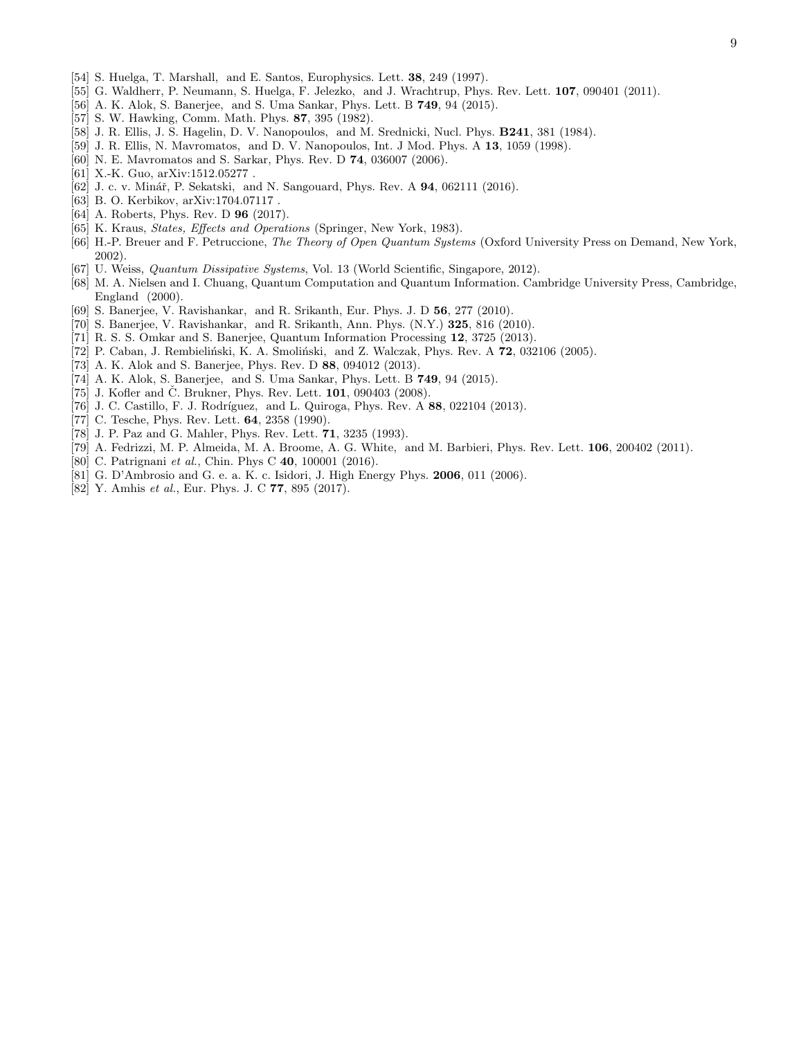[54] S. Huelga, T. Marshall, and E. Santos, Europhysics. Lett. **38**, 249 (1997).
[55] G. Waldherr, P. Neumann, S. Huelga, F. Jelezko, and J. Wrachtrup, Phys. Rev. Lett. **107**, 090401 (2011).
[56] A. K. Alok, S. Banerjee, and S. Uma Sankar, Phys. Lett. B **749**, 94 (2015).
[57] S. W. Hawking, Comm. Math. Phys. **87**, 395 (1982).
[58] J. R. Ellis, J. S. Hagelin, D. V. Nanopoulos, and M. Srednicki, Nucl. Phys. **B241**, 381 (1984).
[59] J. R. Ellis, N. Mavromatos, and D. V. Nanopoulos, Int. J Mod. Phys. A **13**, 1059 (1998).
[60] N. E. Mavromatos and S. Sarkar, Phys. Rev. D **74**, 036007 (2006).
[61] X.-K. Guo, arXiv:1512.05277 .
[62] J. c. v. Minář, P. Sekatski, and N. Sangouard, Phys. Rev. A **94**, 062111 (2016).
[63] B. O. Kerbikov, arXiv:1704.07117 .
[64] A. Roberts, Phys. Rev. D **96** (2017).
[65] K. Kraus, *States, Effects and Operations* (Springer, New York, 1983).
[66] H.-P. Breuer and F. Petruccione, *The Theory of Open Quantum Systems* (Oxford University Press on Demand, New York, 2002).
[67] U. Weiss, *Quantum Dissipative Systems*, Vol. 13 (World Scientific, Singapore, 2012).
[68] M. A. Nielsen and I. Chuang, Quantum Computation and Quantum Information. Cambridge University Press, Cambridge, England (2000).
[69] S. Banerjee, V. Ravishankar, and R. Srikanth, Eur. Phys. J. D **56**, 277 (2010).
[70] S. Banerjee, V. Ravishankar, and R. Srikanth, Ann. Phys. (N.Y.) **325**, 816 (2010).
[71] R. S. S. Omkar and S. Banerjee, Quantum Information Processing **12**, 3725 (2013).
[72] P. Caban, J. Rembieliński, K. A. Smoliński, and Z. Walczak, Phys. Rev. A **72**, 032106 (2005).
[73] A. K. Alok and S. Banerjee, Phys. Rev. D **88**, 094012 (2013).
[74] A. K. Alok, S. Banerjee, and S. Uma Sankar, Phys. Lett. B **749**, 94 (2015).
[75] J. Kofler and Č. Brukner, Phys. Rev. Lett. **101**, 090403 (2008).
[76] J. C. Castillo, F. J. Rodríguez, and L. Quiroga, Phys. Rev. A **88**, 022104 (2013).
[77] C. Tesche, Phys. Rev. Lett. **64**, 2358 (1990).
[78] J. P. Paz and G. Mahler, Phys. Rev. Lett. **71**, 3235 (1993).
[79] A. Fedrizzi, M. P. Almeida, M. A. Broome, A. G. White, and M. Barbieri, Phys. Rev. Lett. **106**, 200402 (2011).
[80] C. Patrignani *et al.*, Chin. Phys C **40**, 100001 (2016).
[81] G. D'Ambrosio and G. e. a. K. c. Isidori, J. High Energy Phys. **2006**, 011 (2006).
[82] Y. Amhis *et al.*, Eur. Phys. J. C **77**, 895 (2017).